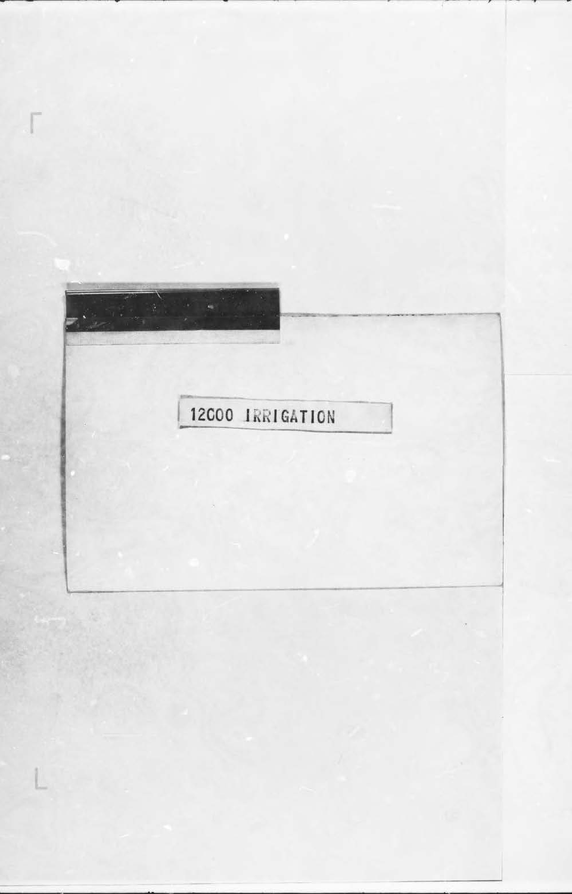12000 IRRIGATION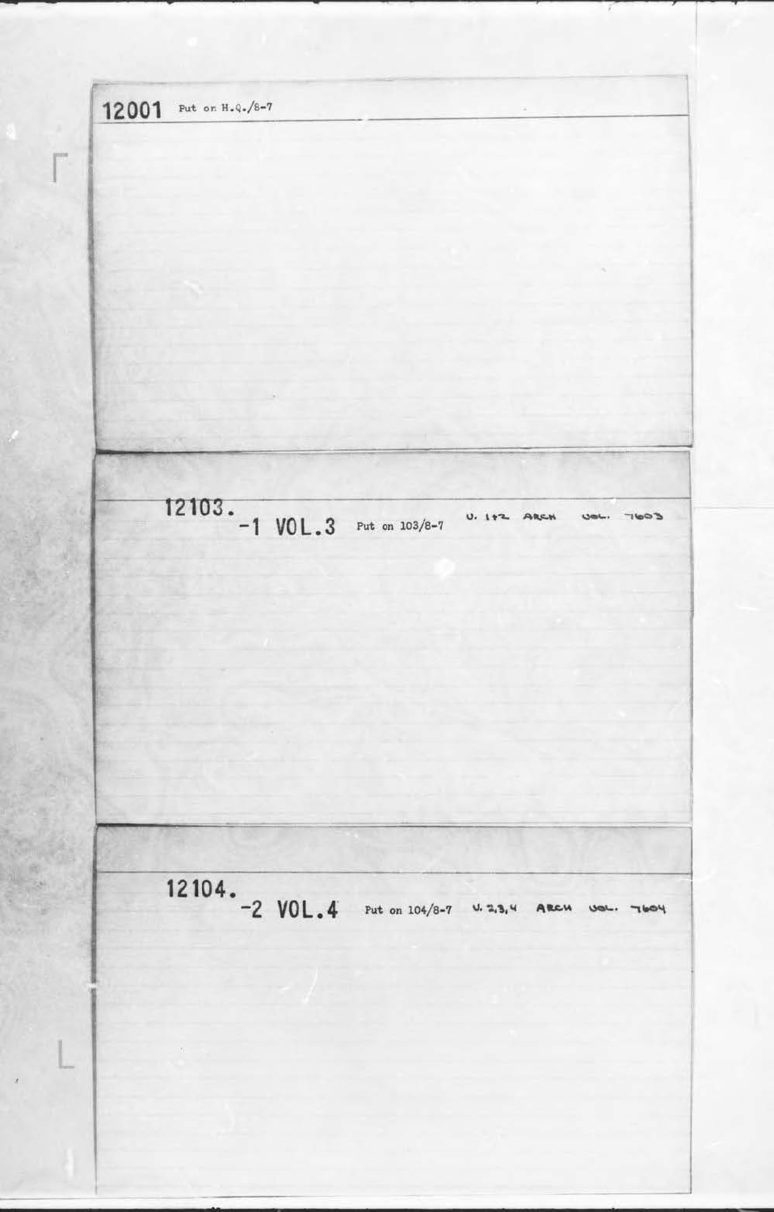12001 Put on H.Q./8-7

---

12103.
-1 VOL.3 Put on 103/8-7 V. 1+2 ARCH VOL. 7603

---

12104.
-2 VOL.4 Put on 104/8-7 V. 2,3,4 ARCH VOL. 7604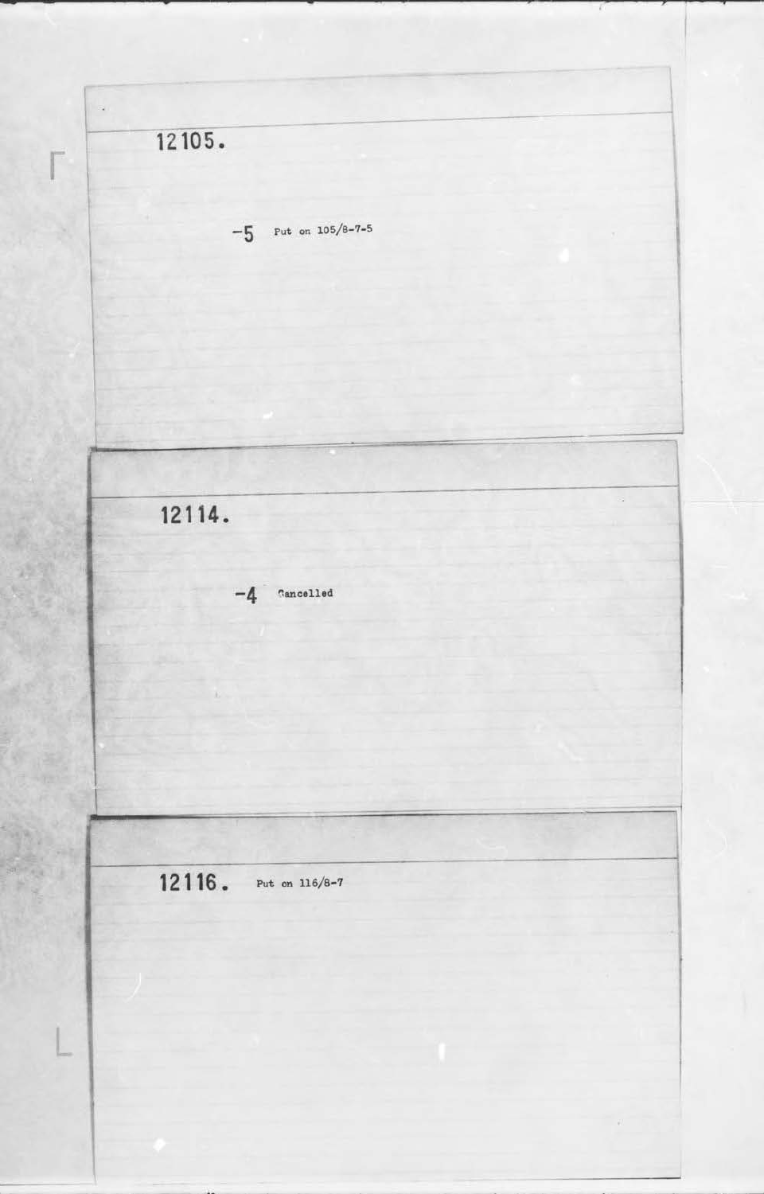12105.

-5 Put on 105/8-7-5

12114.

-4 Cancelled

12116. Put on 116/8-7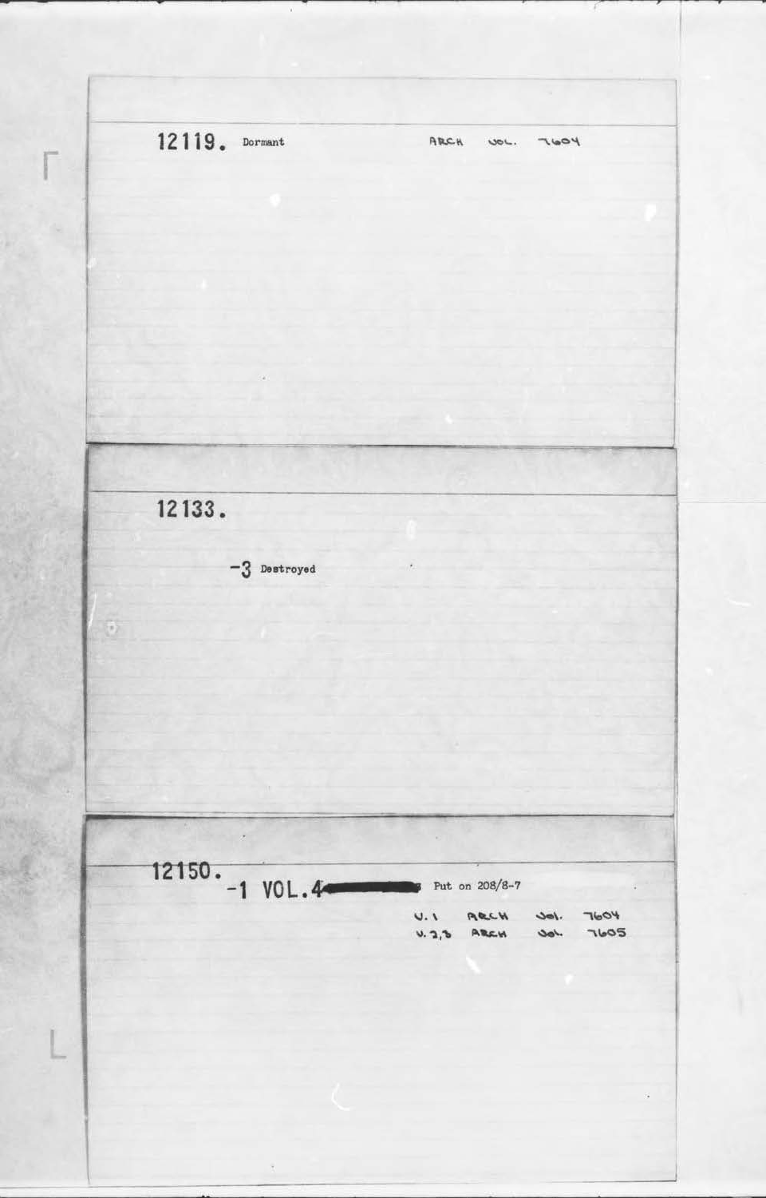12119. Dormant ARCH VOL. 7604

12133.

-3 Destroyed

12150. -1 VOL.4 Put on 208/8-7

V.1 ARCH VOL. 7604

V.2,3 ARCH VOL. 7605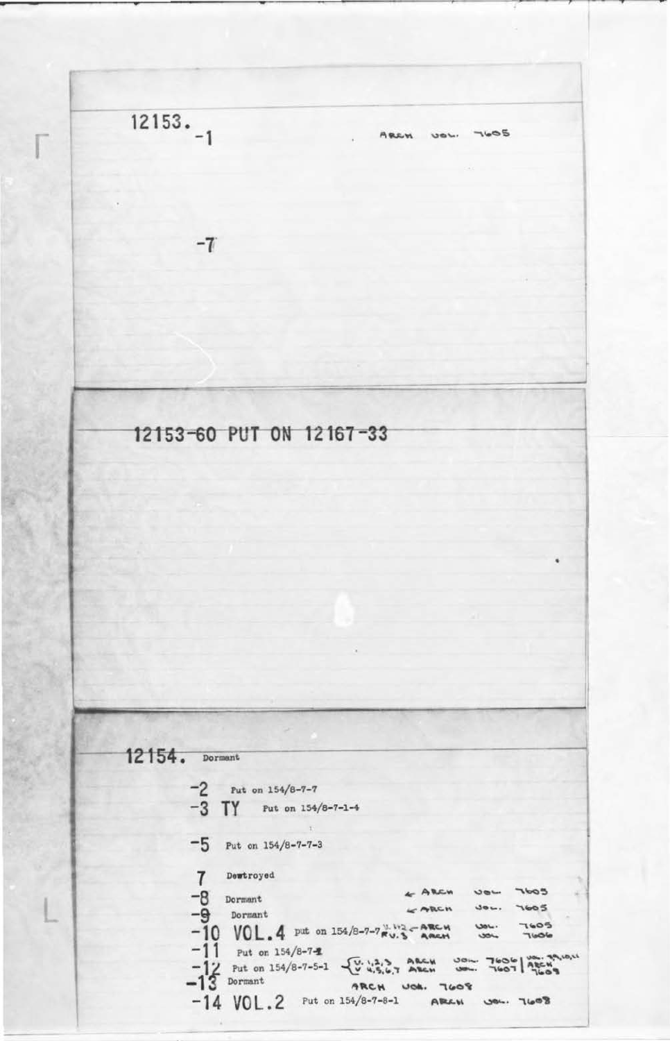12153.

-1 ARCH VOL. 7605

-7

12153-60 PUT ON 12167-33

12154. Dormant

-2 Put on 154/8-7-7

-3 TY Put on 154/8-7-1-4

-5 Put on 154/8-7-7-3

7 Destroyed

-8 Dormant ← ARCH VOL. 7605

-9 Dormant ← ARCH VOL. 7605

-10 VOL.4 put on 154/8-7-7 V.1+2 ← ARCH VOL. 7605; V.3 ARCH VOL. 7606

-11 Put on 154/8-7-1

-12 Put on 154/8-7-5-1 { V.1,2,3 ARCH VOL. 7606 | VOL. 8,9,10,11 ARCH 7609; V.4,5,6,7 ARCH VOL. 7607 }

-13 Dormant ARCH VOL. 7608

-14 VOL.2 Put on 154/8-7-8-1 ARCH VOL. 7608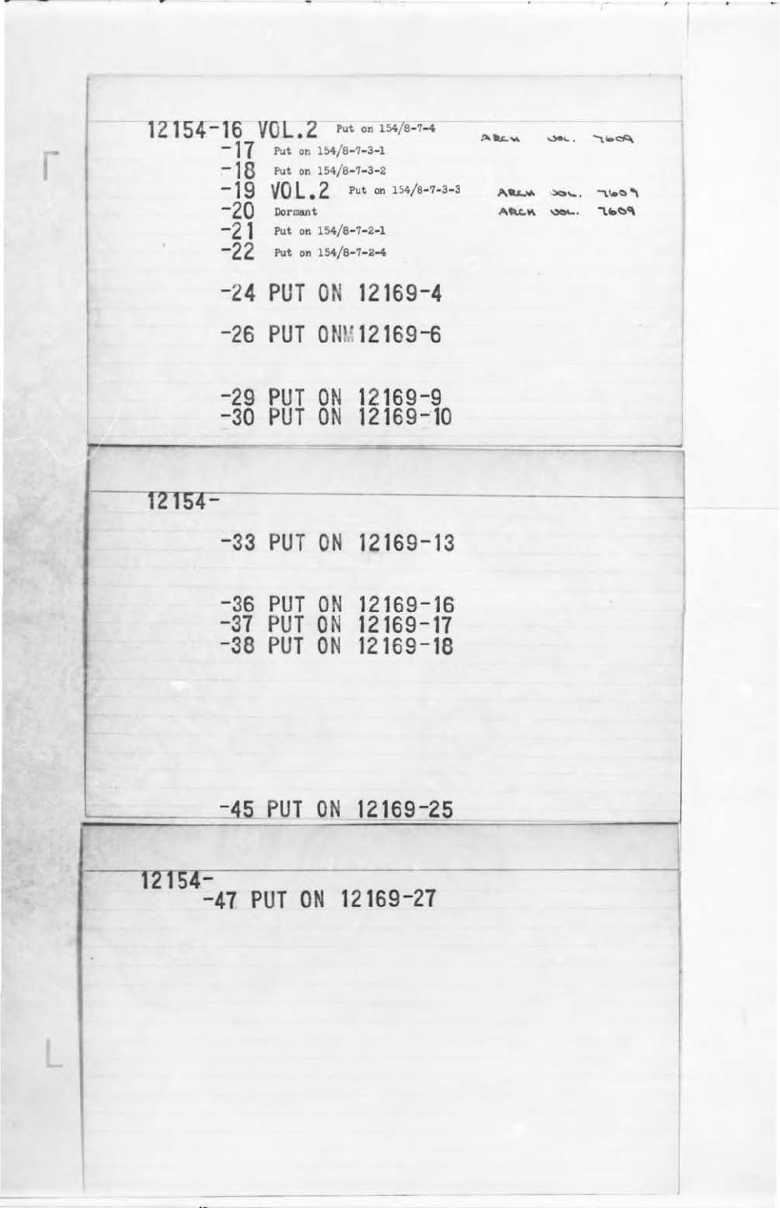12154-16 VOL.2 Put on 154/8-7-4 ARCH VOL. 7609

-17 Put on 154/8-7-3-1

-18 Put on 154/8-7-3-2

-19 VOL.2 Put on 154/8-7-3-3 ARCH VOL. 7609

-20 Dormant ARCH VOL. 7609

-21 Put on 154/8-7-2-1

-22 Put on 154/8-7-2-4

-24 PUT ON 12169-4

-26 PUT ONM12169-6

-29 PUT ON 12169-9

-30 PUT ON 12169-10

---

12154-

-33 PUT ON 12169-13

-36 PUT ON 12169-16

-37 PUT ON 12169-17

-38 PUT ON 12169-18

-45 PUT ON 12169-25

---

12154-

-47 PUT ON 12169-27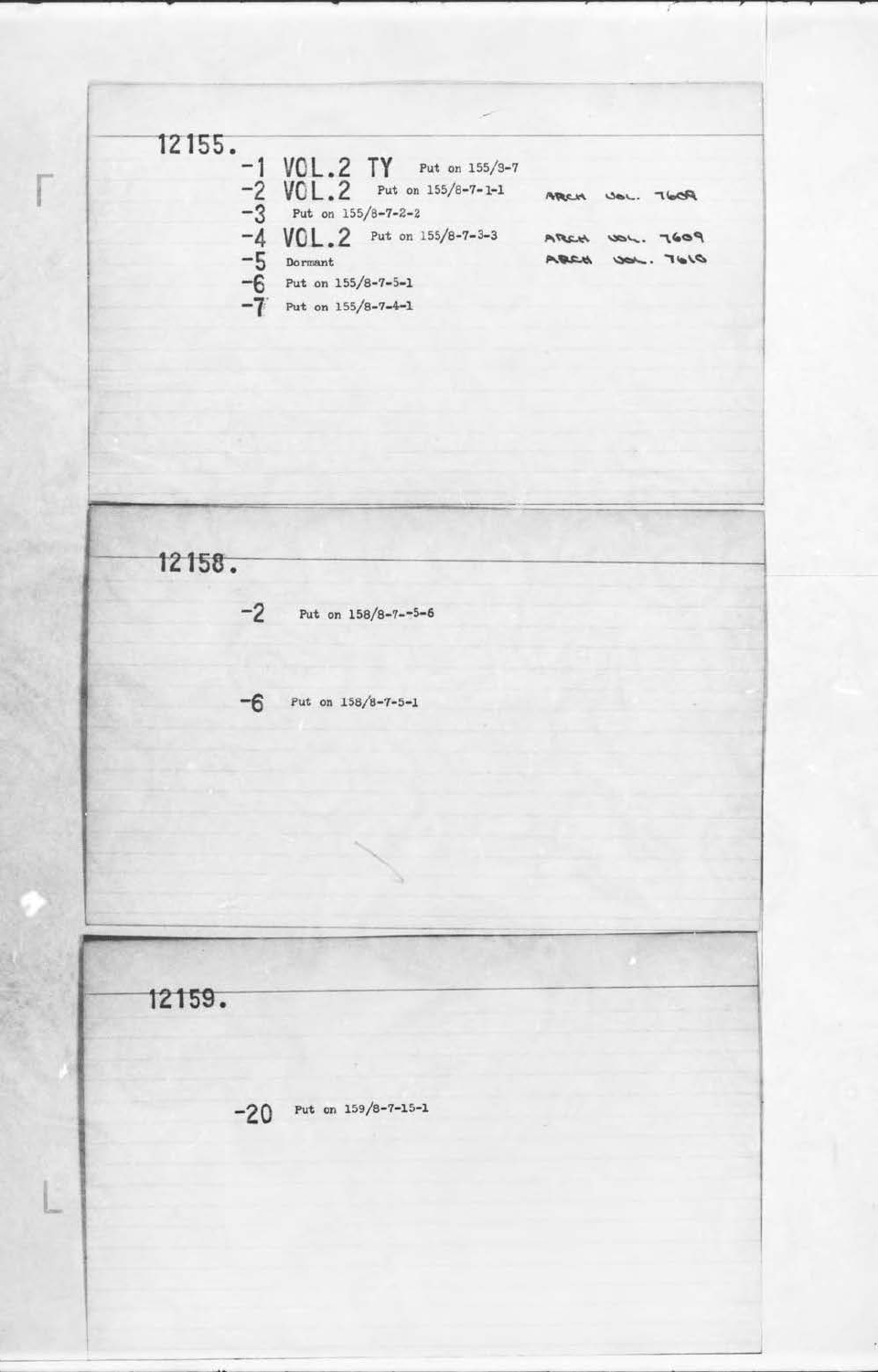## 12155.

-1 VOL.2 TY Put on 155/8-7

-2 VOL.2 Put on 155/8-7-1-1 ARCH VOL. 7609

-3 Put on 155/8-7-2-2

-4 VOL.2 Put on 155/8-7-3-3 ARCH VOL. 7609

-5 Dormant ARCH VOL. 7610

-6 Put on 155/8-7-5-1

-7 Put on 155/8-7-4-1

## 12158.

-2 Put on 158/8-7--5-6

-6 Put on 158/8-7-5-1

## 12159.

-20 Put on 159/8-7-15-1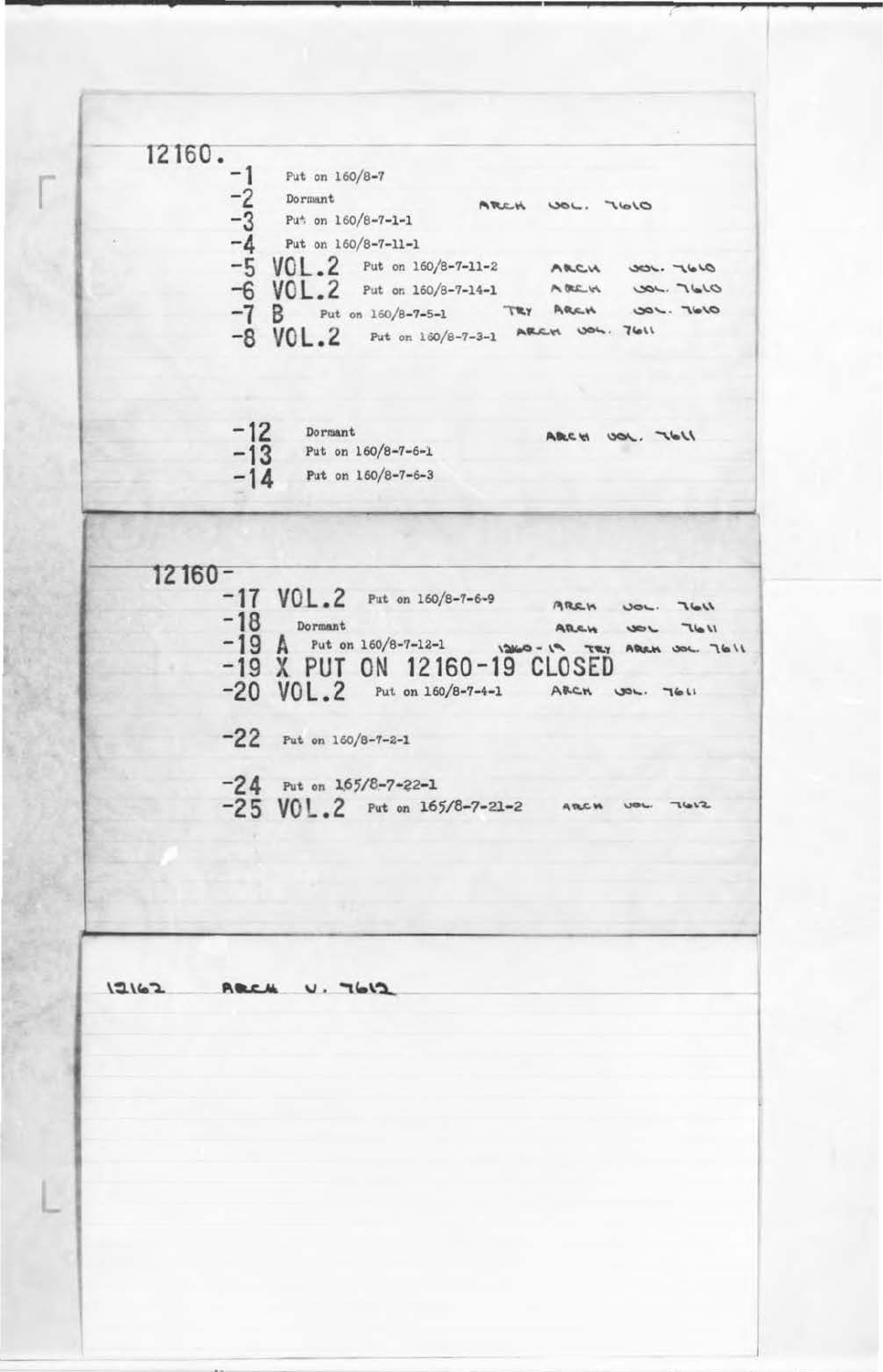**12160.**

| | | |
|---|---|---|
| -1 | Put on 160/8-7 | |
| -2 | Dormant | ARCH VOL. 7610 |
| -3 | Put on 160/8-7-1-1 | |
| -4 | Put on 160/8-7-11-1 | |
| -5 VOL.2 | Put on 160/8-7-11-2 | ARCH VOL. 7610 |
| -6 VOL.2 | Put on 160/8-7-14-1 | ARCH VOL. 7610 |
| -7 B | Put on 160/8-7-5-1 | TRY ARCH VOL. 7610 |
| -8 VOL.2 | Put on 160/8-7-3-1 | ARCH VOL. 7611 |
| -12 | Dormant | ARCH VOL. 7611 |
| -13 | Put on 160/8-7-6-1 | |
| -14 | Put on 160/8-7-6-3 | |

**12160-**

| | | |
|---|---|---|
| -17 VOL.2 | Put on 160/8-7-6-9 | ARCH VOL. 7611 |
| -18 | Dormant | ARCH VOL 7611 |
| -19 A | Put on 160/8-7-12-1 | 12160-19 TRY ARCH VOL. 7611 |
| -19 X | PUT ON 12160-19 CLOSED | |
| -20 VOL.2 | Put on 160/8-7-4-1 | ARCH VOL. 7611 |
| -22 | Put on 160/8-7-2-1 | |
| -24 | Put on 165/8-7-22-1 | |
| -25 VOL.2 | Put on 165/8-7-21-2 | ARCH VOL. 7612 |

**12162** ARCH V. 7612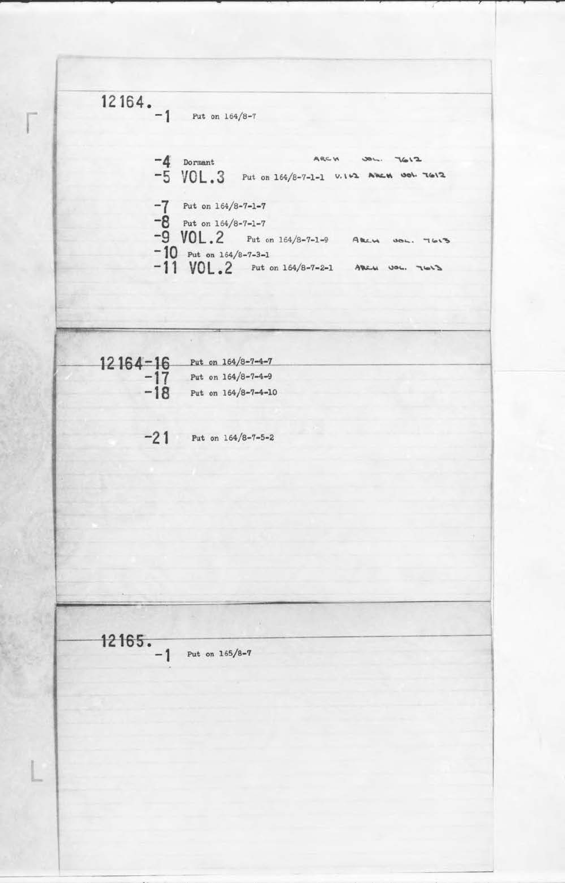12164.

-1 Put on 164/8-7

-4 Dormant ARCH VOL. 7612

-5 VOL.3 Put on 164/8-7-1-1 V.1+2 ARCH VOL. 7612

-7 Put on 164/8-7-1-7

-8 Put on 164/8-7-1-7

-9 VOL.2 Put on 164/8-7-1-9 ARCH VOL. 7613

-10 Put on 164/8-7-3-1

-11 VOL.2 Put on 164/8-7-2-1 ARCH VOL. 7613

---

12164-16 Put on 164/8-7-4-7

-17 Put on 164/8-7-4-9

-18 Put on 164/8-7-4-10

-21 Put on 164/8-7-5-2

---

12165.

-1 Put on 165/8-7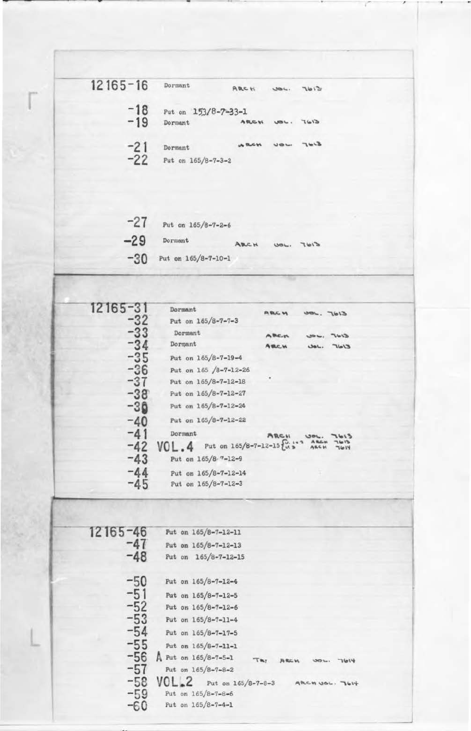12165-16 Dormant ARCH VOL. 7613

-18 Put on 153/8-7-33-1

-19 Dormant ARCH VOL. 7613

-21 Dormant ARCH VOL. 7613

-22 Put on 165/8-7-3-2

-27 Put on 165/8-7-2-6

-29 Dormant ARCH VOL. 7613

-30 Put on 165/8-7-10-1

---

12165-31 Dormant ARCH VOL. 7613

-32 Put on 165/8-7-7-3

-33 Dormant ARCH VOL. 7613

-34 Dormant ARCH VOL. 7613

-35 Put on 165/8-7-19-4

-36 Put on 165 /8-7-12-26

-37 Put on 165/8-7-12-18

-38 Put on 165/8-7-12-27

-39 Put on 165/8-7-12-24

-40 Put on 165/8-7-12-22

-41 Dormant ARCH VOL. 7613

-42 VOL.4 Put on 165/8-7-12-15 {V. 1+2 ARCH 7613 / V. 3 ARCH 7614}

-43 Put on 165/8-7-12-9

-44 Put on 165/8-7-12-14

-45 Put on 165/8-7-12-3

---

12165-46 Put on 165/8-7-12-11

-47 Put on 165/8-7-12-13

-48 Put on 165/8-7-12-15

-50 Put on 165/8-7-12-4

-51 Put on 165/8-7-12-5

-52 Put on 165/8-7-12-6

-53 Put on 165/8-7-11-4

-54 Put on 165/8-7-17-5

-55 Put on 165/8-7-11-1

-56 A Put on 165/8-7-5-1 TRY ARCH VOL. 7614

-57 Put on 165/8-7-8-2

-58 VOL.2 Put on 165/8-7-8-3 ARCH VOL. 7614

-59 Put on 165/8-7-8-6

-60 Put on 165/8-7-4-1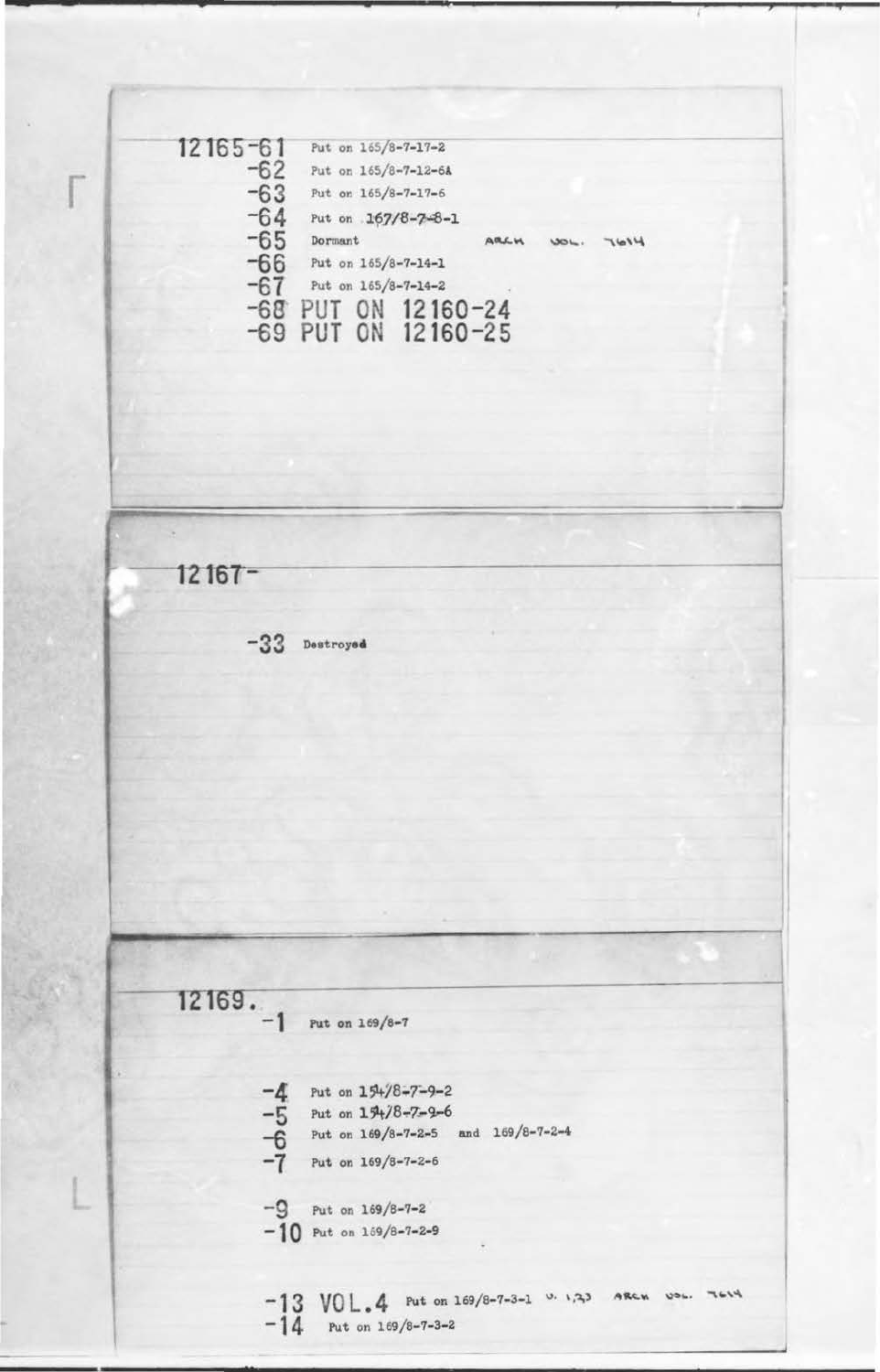12165-61 Put on 165/8-7-17-2

-62 Put on 165/8-7-12-6A

-63 Put on 165/8-7-17-6

-64 Put on 167/8-7-8-1

-65 Dormant ARCH VOL. 7614

-66 Put on 165/8-7-14-1

-67 Put on 165/8-7-14-2

-68 PUT ON 12160-24

-69 PUT ON 12160-25

---

12167-

-33 Destroyed

---

12169.

-1 Put on 169/8-7

-4 Put on 154/8-7-9-2

-5 Put on 154/8-7-9-6

-6 Put on 169/8-7-2-5 and 169/8-7-2-4

-7 Put on 169/8-7-2-6

-9 Put on 169/8-7-2

-10 Put on 169/8-7-2-9

-13 VOL.4 Put on 169/8-7-3-1 V. 1,2,3 ARCH VOL. 7614

-14 Put on 169/8-7-3-2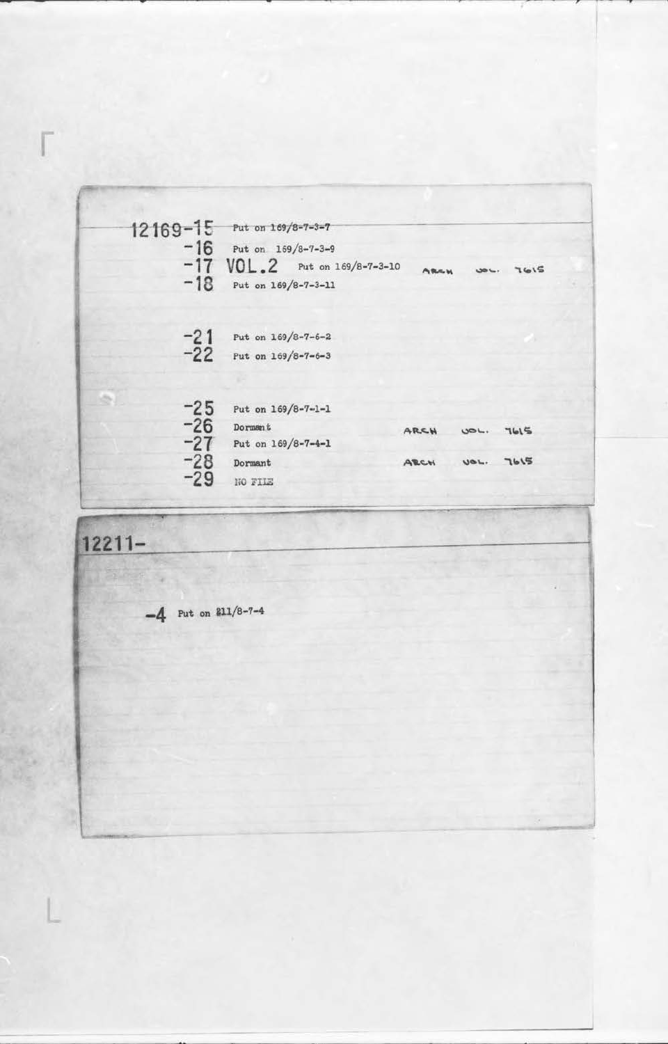12169-15 Put on 169/8-7-3-7

-16 Put on 169/8-7-3-9

-17 VOL.2 Put on 169/8-7-3-10 ARCH VOL. 7615

-18 Put on 169/8-7-3-11

-21 Put on 169/8-7-6-2

-22 Put on 169/8-7-6-3

-25 Put on 169/8-7-1-1

-26 Dormant ARCH VOL. 7615

-27 Put on 169/8-7-4-1

-28 Dormant ARCH VOL. 7615

-29 NO FILE

12211-

-4 Put on 211/8-7-4